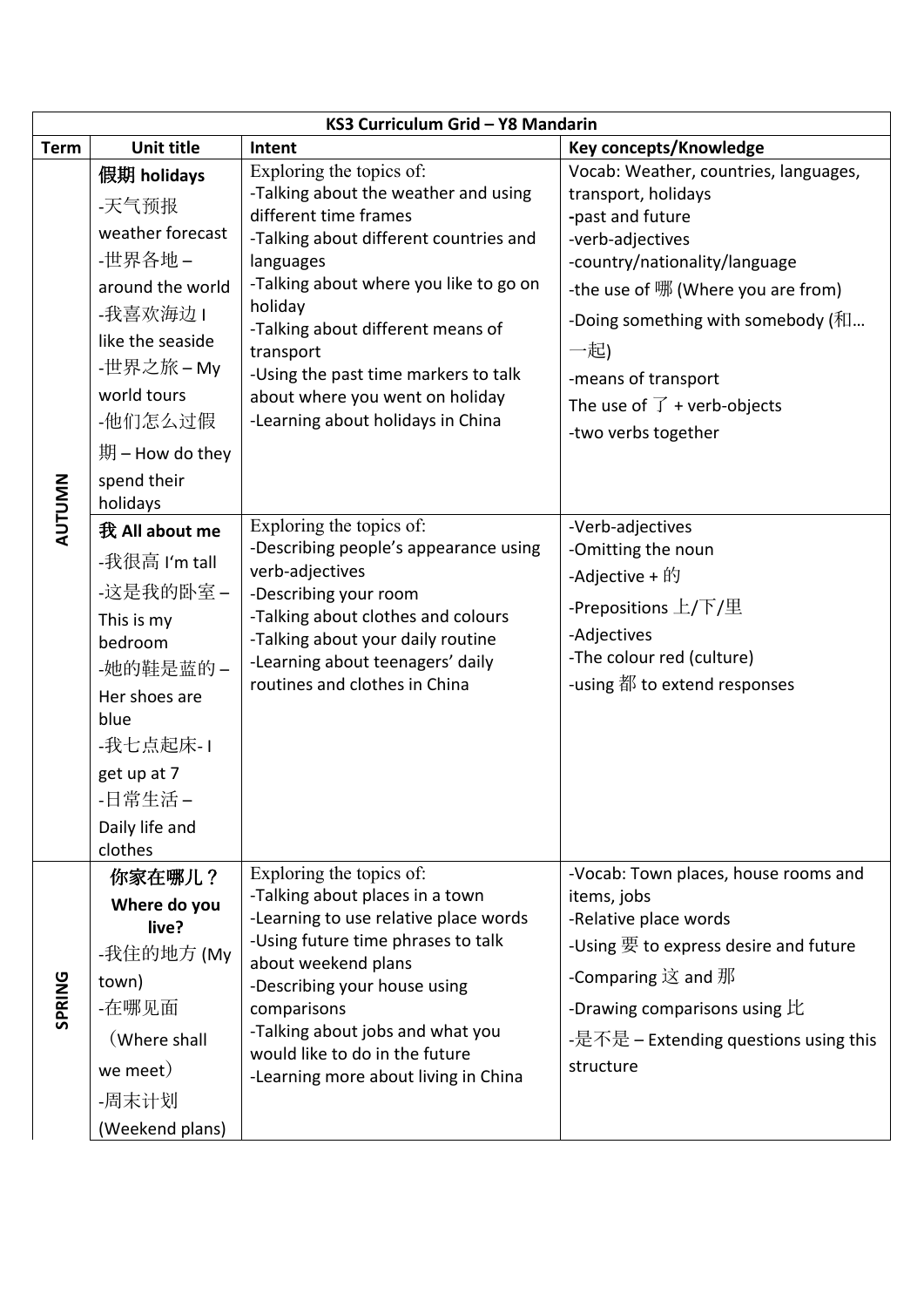| KS3 Curriculum Grid – Y8 Mandarin | | | |
|---|---|---|---|
| **Term** | **Unit title** | **Intent** | **Key concepts/Knowledge** |
| **AUTUMN** | **假期 holidays**<br>-天气预报 weather forecast<br>-世界各地 – around the world<br>-我喜欢海边 I like the seaside<br>-世界之旅 – My world tours<br>-他们怎么过假期 – How do they spend their holidays | Exploring the topics of:<br>-Talking about the weather and using different time frames<br>-Talking about different countries and languages<br>-Talking about where you like to go on holiday<br>-Talking about different means of transport<br>-Using the past time markers to talk about where you went on holiday<br>-Learning about holidays in China | Vocab: Weather, countries, languages, transport, holidays<br>-past and future<br>-verb-adjectives<br>-country/nationality/language<br>-the use of 哪 (Where you are from)<br>-Doing something with somebody (和…一起)<br>-means of transport<br>The use of 了 + verb-objects<br>-two verbs together |
| | **我 All about me**<br>-我很高 I'm tall<br>-这是我的卧室 – This is my bedroom<br>-她的鞋是蓝的 – Her shoes are blue<br>-我七点起床- I get up at 7<br>-日常生活 – Daily life and clothes | Exploring the topics of:<br>-Describing people's appearance using verb-adjectives<br>-Describing your room<br>-Talking about clothes and colours<br>-Talking about your daily routine<br>-Learning about teenagers' daily routines and clothes in China | -Verb-adjectives<br>-Omitting the noun<br>-Adjective + 的<br>-Prepositions 上/下/里<br>-Adjectives<br>-The colour red (culture)<br>-using 都 to extend responses |
| **SPRING** | **你家在哪儿？ Where do you live?**<br>-我住的地方 (My town)<br>-在哪见面（Where shall we meet）<br>-周末计划 (Weekend plans) | Exploring the topics of:<br>-Talking about places in a town<br>-Learning to use relative place words<br>-Using future time phrases to talk about weekend plans<br>-Describing your house using comparisons<br>-Talking about jobs and what you would like to do in the future<br>-Learning more about living in China | -Vocab: Town places, house rooms and items, jobs<br>-Relative place words<br>-Using 要 to express desire and future<br>-Comparing 这 and 那<br>-Drawing comparisons using 比<br>-是不是 – Extending questions using this structure |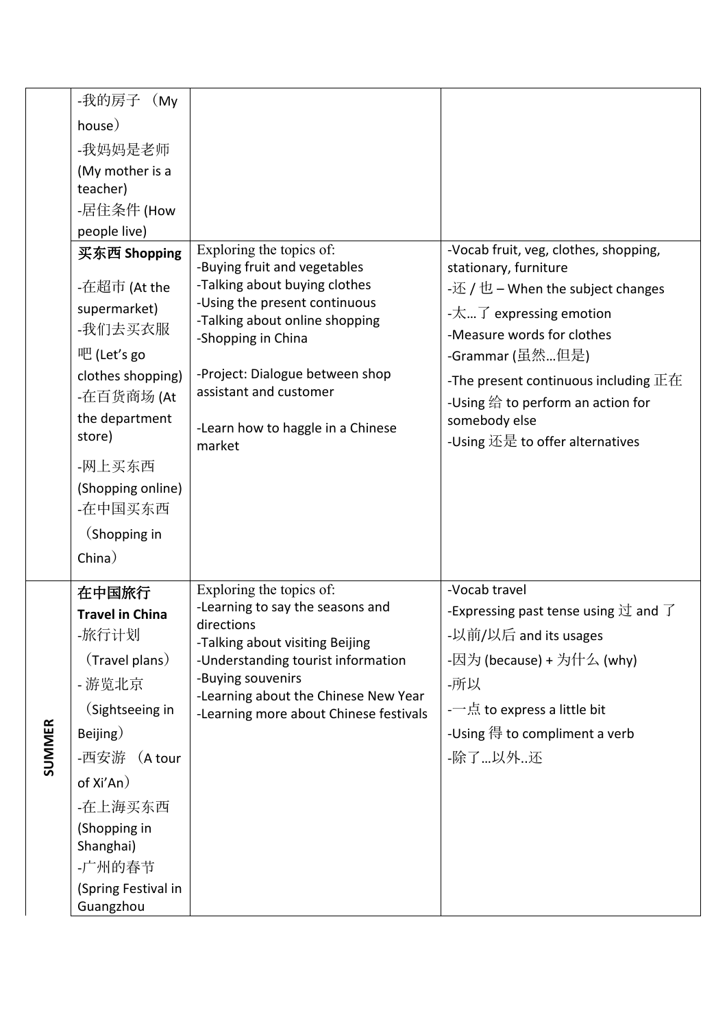| | | | |
|---|---|---|---|
| | -我的房子 （My house） -我妈妈是老师 (My mother is a teacher) -居住条件 (How people live) | | |
| | **买东西 Shopping** -在超市 (At the supermarket) -我们去买衣服吧 (Let's go clothes shopping) -在百货商场 (At the department store) -网上买东西 (Shopping online) -在中国买东西 （Shopping in China） | Exploring the topics of: -Buying fruit and vegetables -Talking about buying clothes -Using the present continuous -Talking about online shopping -Shopping in China<br><br>-Project: Dialogue between shop assistant and customer<br><br>-Learn how to haggle in a Chinese market | -Vocab fruit, veg, clothes, shopping, stationary, furniture -还 / 也 – When the subject changes -太…了 expressing emotion -Measure words for clothes -Grammar (虽然…但是) -The present continuous including 正在 -Using 给 to perform an action for somebody else -Using 还是 to offer alternatives |
| **SUMMER** | **在中国旅行 Travel in China** -旅行计划 （Travel plans） - 游览北京 （Sightseeing in Beijing） -西安游 （A tour of Xi'An） -在上海买东西 (Shopping in Shanghai) -广州的春节 (Spring Festival in Guangzhou | Exploring the topics of: -Learning to say the seasons and directions -Talking about visiting Beijing -Understanding tourist information -Buying souvenirs -Learning about the Chinese New Year -Learning more about Chinese festivals | -Vocab travel -Expressing past tense using 过 and 了 -以前/以后 and its usages -因为 (because) + 为什么 (why) -所以 -一点 to express a little bit -Using 得 to compliment a verb -除了…以外..还 |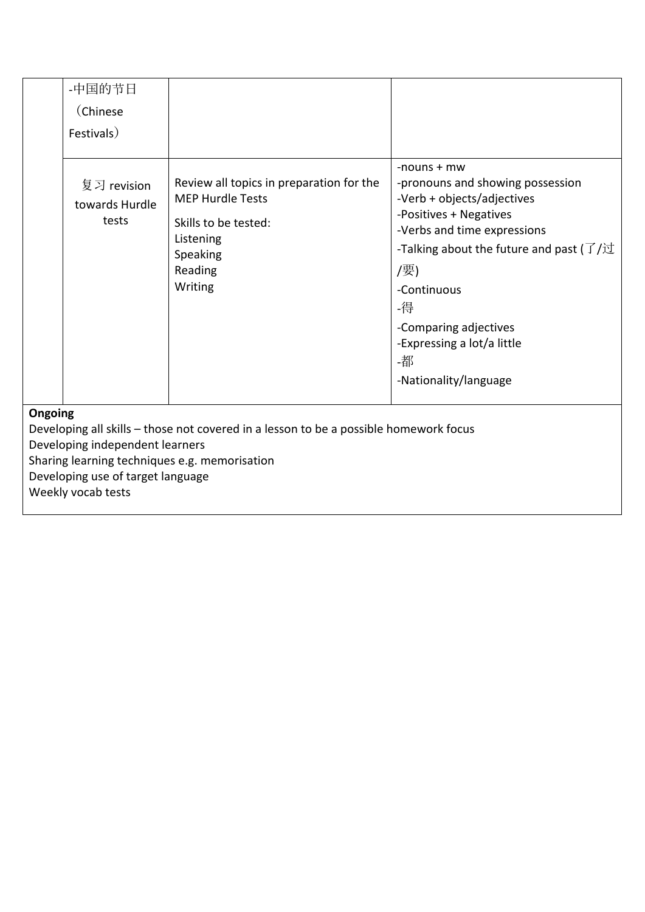| | | | |
|---|---|---|---|
| | -中国的节日（Chinese Festivals） | | |
| | 复习 revision towards Hurdle tests | Review all topics in preparation for the MEP Hurdle Tests<br><br>Skills to be tested:<br>Listening<br>Speaking<br>Reading<br>Writing | -nouns + mw<br>-pronouns and showing possession<br>-Verb + objects/adjectives<br>-Positives + Negatives<br>-Verbs and time expressions<br>-Talking about the future and past (了/过/要)<br>-Continuous<br>-得<br>-Comparing adjectives<br>-Expressing a lot/a little<br>-都<br>-Nationality/language |

**Ongoing**

Developing all skills – those not covered in a lesson to be a possible homework focus
Developing independent learners
Sharing learning techniques e.g. memorisation
Developing use of target language
Weekly vocab tests